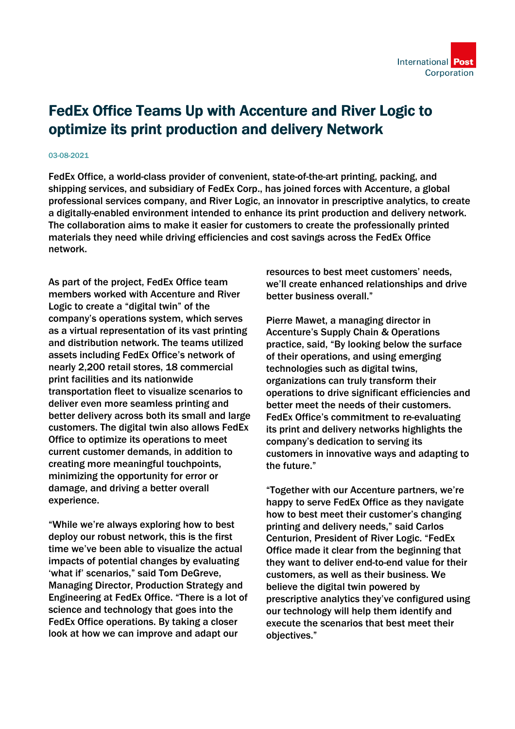# FedEx Office Teams Up with Accenture and River Logic to optimize its print production and delivery Network

03-08-2021

**FedEx Office, a world-class provider of convenient, state-of-the-art printing, packing, and shipping services, and subsidiary of FedEx Corp., has joined forces with Accenture, a global professional services company, and River Logic, an innovator in prescriptive analytics, to create a digitally-enabled environment intended to enhance its print production and delivery network. The collaboration aims to make it easier for customers to create the professionally printed materials they need while driving efficiencies and cost savings across the FedEx Office network.**

As part of the project, FedEx Office team members worked with Accenture and River Logic to create a "digital twin" of the company's operations system, which serves as a virtual representation of its vast printing and distribution network. The teams utilized assets including FedEx Office's network of nearly 2,200 retail stores, 18 commercial print facilities and its nationwide transportation fleet to visualize scenarios to deliver even more seamless printing and better delivery across both its small and large customers. The digital twin also allows FedEx Office to optimize its operations to meet current customer demands, in addition to creating more meaningful touchpoints, minimizing the opportunity for error or damage, and driving a better overall experience.

"While we're always exploring how to best deploy our robust network, this is the first time we've been able to visualize the actual impacts of potential changes by evaluating 'what if' scenarios," said Tom DeGreve, Managing Director, Production Strategy and Engineering at FedEx Office. "There is a lot of science and technology that goes into the FedEx Office operations. By taking a closer look at how we can improve and adapt our resources to best meet customers' needs, we'll create enhanced relationships and drive better business overall."

Pierre Mawet, a managing director in Accenture's Supply Chain & Operations practice, said, "By looking below the surface of their operations, and using emerging technologies such as digital twins, organizations can truly transform their operations to drive significant efficiencies and better meet the needs of their customers. FedEx Office's commitment to re-evaluating its print and delivery networks highlights the company's dedication to serving its customers in innovative ways and adapting to the future."

"Together with our Accenture partners, we're happy to serve FedEx Office as they navigate how to best meet their customer's changing printing and delivery needs," said Carlos Centurion, President of River Logic. "FedEx Office made it clear from the beginning that they want to deliver end-to-end value for their customers, as well as their business. We believe the digital twin powered by prescriptive analytics they've configured using our technology will help them identify and execute the scenarios that best meet their objectives."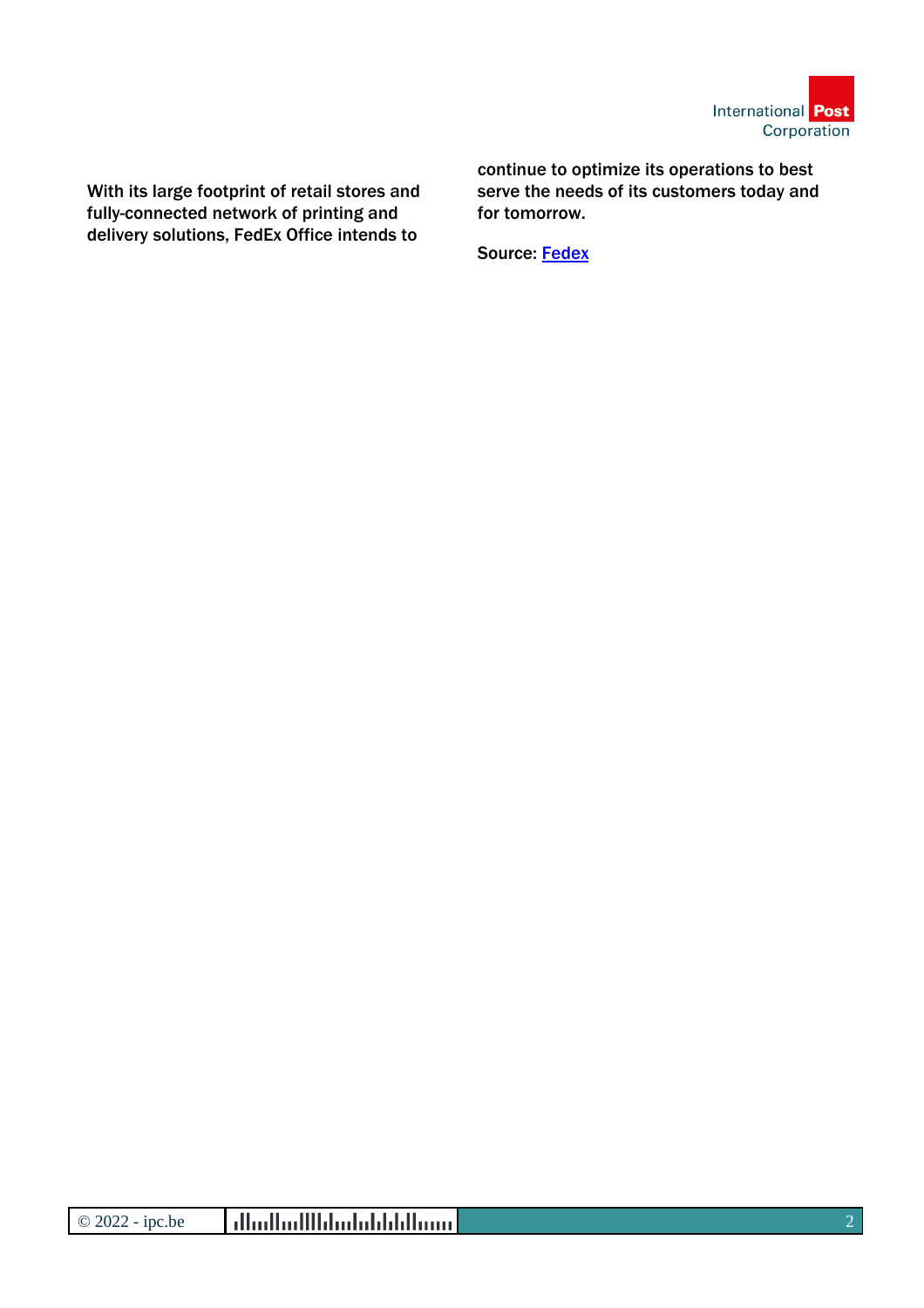With its large footprint of retail stores and fully-connected network of printing and delivery solutions, FedEx Office intends to continue to optimize its operations to best serve the needs of its customers today and for tomorrow.

Source: [Fedex]